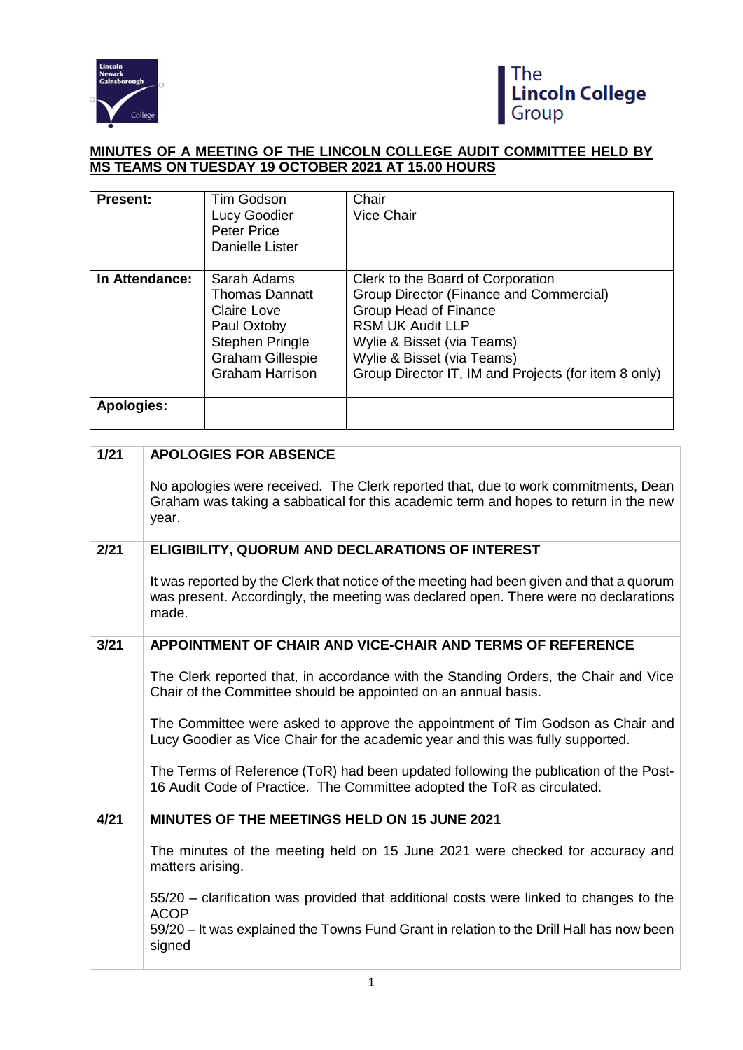**MINUTES OF A MEETING OF THE LINCOLN COLLEGE AUDIT COMMITTEE HELD BY MS TEAMS ON TUESDAY 19 OCTOBER 2021 AT 15.00 HOURS**

| | | |
|---|---|---|
| **Present:** | Tim Godson<br>Lucy Goodier<br>Peter Price<br>Danielle Lister | Chair<br>Vice Chair |
| **In Attendance:** | Sarah Adams<br>Thomas Dannatt<br>Claire Love<br>Paul Oxtoby<br>Stephen Pringle<br>Graham Gillespie<br>Graham Harrison | Clerk to the Board of Corporation<br>Group Director (Finance and Commercial)<br>Group Head of Finance<br>RSM UK Audit LLP<br>Wylie & Bisset (via Teams)<br>Wylie & Bisset (via Teams)<br>Group Director IT, IM and Projects (for item 8 only) |
| **Apologies:** | | |

| | |
|---|---|
| **1/21** | **APOLOGIES FOR ABSENCE**<br><br>No apologies were received. The Clerk reported that, due to work commitments, Dean Graham was taking a sabbatical for this academic term and hopes to return in the new year. |
| **2/21** | **ELIGIBILITY, QUORUM AND DECLARATIONS OF INTEREST**<br><br>It was reported by the Clerk that notice of the meeting had been given and that a quorum was present. Accordingly, the meeting was declared open. There were no declarations made. |
| **3/21** | **APPOINTMENT OF CHAIR AND VICE-CHAIR AND TERMS OF REFERENCE**<br><br>The Clerk reported that, in accordance with the Standing Orders, the Chair and Vice Chair of the Committee should be appointed on an annual basis.<br><br>The Committee were asked to approve the appointment of Tim Godson as Chair and Lucy Goodier as Vice Chair for the academic year and this was fully supported.<br><br>The Terms of Reference (ToR) had been updated following the publication of the Post-16 Audit Code of Practice. The Committee adopted the ToR as circulated. |
| **4/21** | **MINUTES OF THE MEETINGS HELD ON 15 JUNE 2021**<br><br>The minutes of the meeting held on 15 June 2021 were checked for accuracy and matters arising.<br><br>55/20 – clarification was provided that additional costs were linked to changes to the ACOP<br>59/20 – It was explained the Towns Fund Grant in relation to the Drill Hall has now been signed |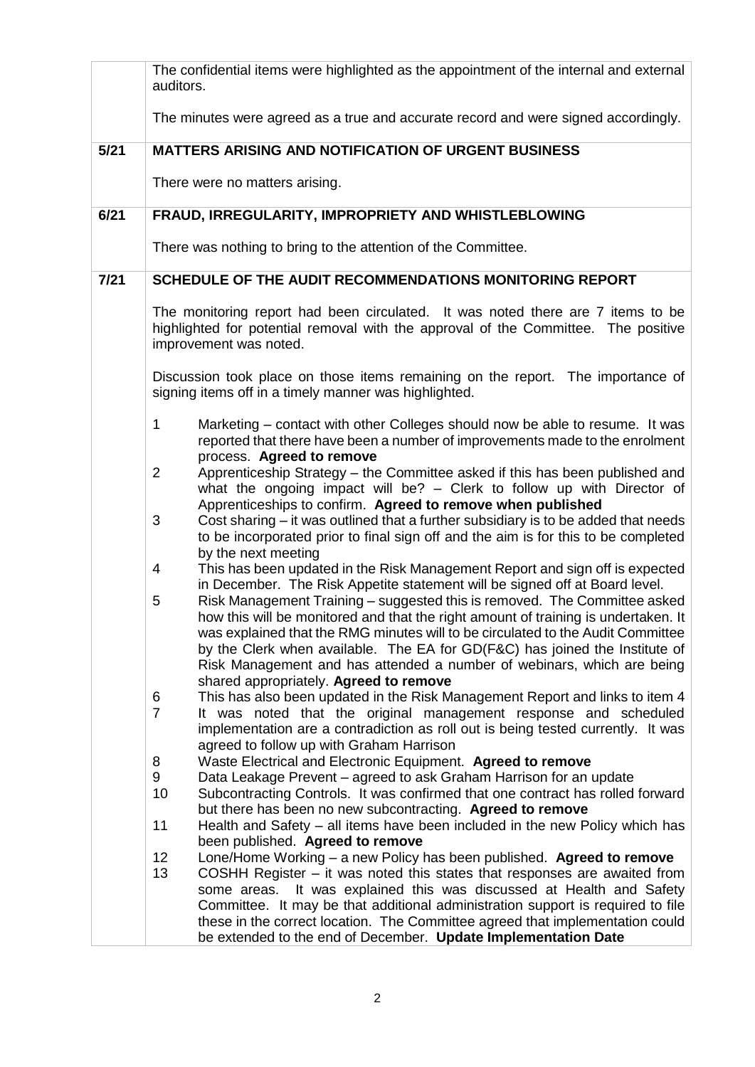The confidential items were highlighted as the appointment of the internal and external auditors.

The minutes were agreed as a true and accurate record and were signed accordingly.

**5/21 MATTERS ARISING AND NOTIFICATION OF URGENT BUSINESS**

There were no matters arising.

**6/21 FRAUD, IRREGULARITY, IMPROPRIETY AND WHISTLEBLOWING**

There was nothing to bring to the attention of the Committee.

**7/21 SCHEDULE OF THE AUDIT RECOMMENDATIONS MONITORING REPORT**

The monitoring report had been circulated. It was noted there are 7 items to be highlighted for potential removal with the approval of the Committee. The positive improvement was noted.

Discussion took place on those items remaining on the report. The importance of signing items off in a timely manner was highlighted.

1. Marketing – contact with other Colleges should now be able to resume. It was reported that there have been a number of improvements made to the enrolment process. **Agreed to remove**
2. Apprenticeship Strategy – the Committee asked if this has been published and what the ongoing impact will be? – Clerk to follow up with Director of Apprenticeships to confirm. **Agreed to remove when published**
3. Cost sharing – it was outlined that a further subsidiary is to be added that needs to be incorporated prior to final sign off and the aim is for this to be completed by the next meeting
4. This has been updated in the Risk Management Report and sign off is expected in December. The Risk Appetite statement will be signed off at Board level.
5. Risk Management Training – suggested this is removed. The Committee asked how this will be monitored and that the right amount of training is undertaken. It was explained that the RMG minutes will to be circulated to the Audit Committee by the Clerk when available. The EA for GD(F&C) has joined the Institute of Risk Management and has attended a number of webinars, which are being shared appropriately. **Agreed to remove**
6. This has also been updated in the Risk Management Report and links to item 4
7. It was noted that the original management response and scheduled implementation are a contradiction as roll out is being tested currently. It was agreed to follow up with Graham Harrison
8. Waste Electrical and Electronic Equipment. **Agreed to remove**
9. Data Leakage Prevent – agreed to ask Graham Harrison for an update
10. Subcontracting Controls. It was confirmed that one contract has rolled forward but there has been no new subcontracting. **Agreed to remove**
11. Health and Safety – all items have been included in the new Policy which has been published. **Agreed to remove**
12. Lone/Home Working – a new Policy has been published. **Agreed to remove**
13. COSHH Register – it was noted this states that responses are awaited from some areas. It was explained this was discussed at Health and Safety Committee. It may be that additional administration support is required to file these in the correct location. The Committee agreed that implementation could be extended to the end of December. **Update Implementation Date**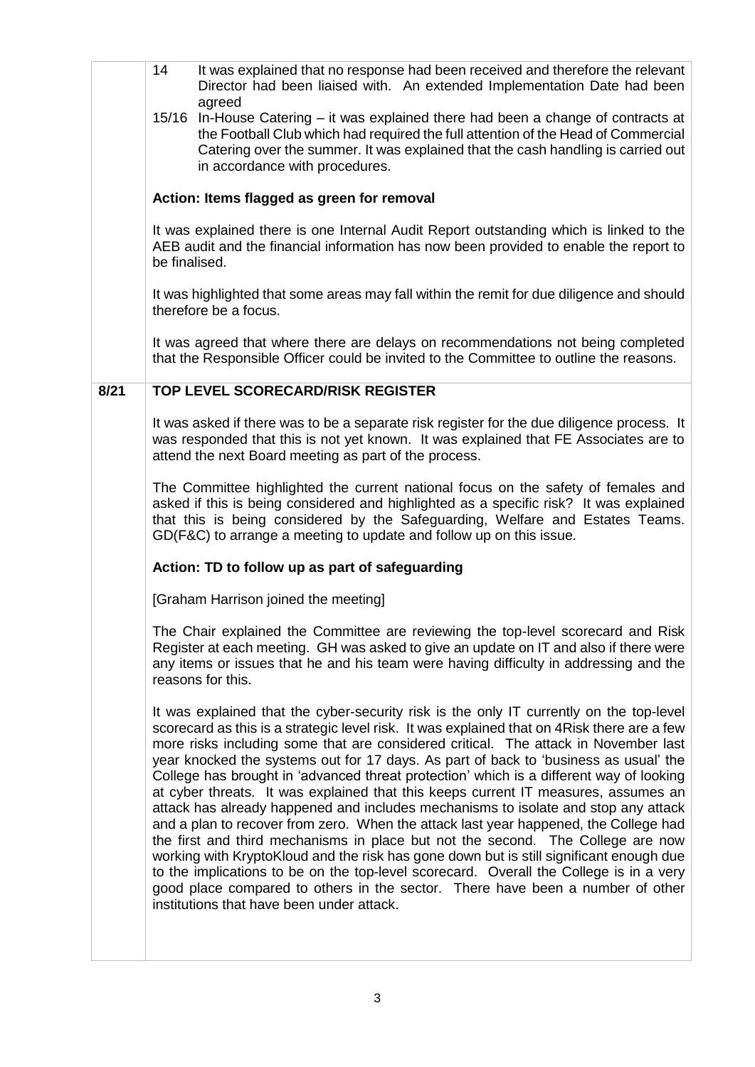| | |
|---|---|
| | 14 It was explained that no response had been received and therefore the relevant Director had been liaised with. An extended Implementation Date had been agreed<br><br>15/16 In-House Catering – it was explained there had been a change of contracts at the Football Club which had required the full attention of the Head of Commercial Catering over the summer. It was explained that the cash handling is carried out in accordance with procedures.<br><br>**Action: Items flagged as green for removal**<br><br>It was explained there is one Internal Audit Report outstanding which is linked to the AEB audit and the financial information has now been provided to enable the report to be finalised.<br><br>It was highlighted that some areas may fall within the remit for due diligence and should therefore be a focus.<br><br>It was agreed that where there are delays on recommendations not being completed that the Responsible Officer could be invited to the Committee to outline the reasons. |
| **8/21** | **TOP LEVEL SCORECARD/RISK REGISTER**<br><br>It was asked if there was to be a separate risk register for the due diligence process. It was responded that this is not yet known. It was explained that FE Associates are to attend the next Board meeting as part of the process.<br><br>The Committee highlighted the current national focus on the safety of females and asked if this is being considered and highlighted as a specific risk? It was explained that this is being considered by the Safeguarding, Welfare and Estates Teams. GD(F&C) to arrange a meeting to update and follow up on this issue.<br><br>**Action: TD to follow up as part of safeguarding**<br><br>[Graham Harrison joined the meeting]<br><br>The Chair explained the Committee are reviewing the top-level scorecard and Risk Register at each meeting. GH was asked to give an update on IT and also if there were any items or issues that he and his team were having difficulty in addressing and the reasons for this.<br><br>It was explained that the cyber-security risk is the only IT currently on the top-level scorecard as this is a strategic level risk. It was explained that on 4Risk there are a few more risks including some that are considered critical. The attack in November last year knocked the systems out for 17 days. As part of back to 'business as usual' the College has brought in 'advanced threat protection' which is a different way of looking at cyber threats. It was explained that this keeps current IT measures, assumes an attack has already happened and includes mechanisms to isolate and stop any attack and a plan to recover from zero. When the attack last year happened, the College had the first and third mechanisms in place but not the second. The College are now working with KryptoKloud and the risk has gone down but is still significant enough due to the implications to be on the top-level scorecard. Overall the College is in a very good place compared to others in the sector. There have been a number of other institutions that have been under attack. |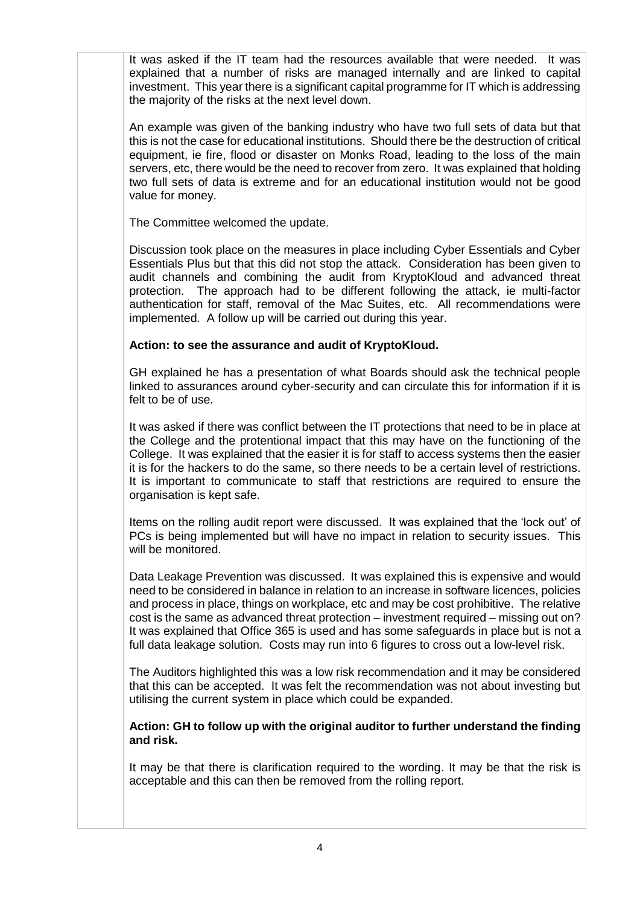It was asked if the IT team had the resources available that were needed. It was explained that a number of risks are managed internally and are linked to capital investment. This year there is a significant capital programme for IT which is addressing the majority of the risks at the next level down.

An example was given of the banking industry who have two full sets of data but that this is not the case for educational institutions. Should there be the destruction of critical equipment, ie fire, flood or disaster on Monks Road, leading to the loss of the main servers, etc, there would be the need to recover from zero. It was explained that holding two full sets of data is extreme and for an educational institution would not be good value for money.

The Committee welcomed the update.

Discussion took place on the measures in place including Cyber Essentials and Cyber Essentials Plus but that this did not stop the attack. Consideration has been given to audit channels and combining the audit from KryptoKloud and advanced threat protection. The approach had to be different following the attack, ie multi-factor authentication for staff, removal of the Mac Suites, etc. All recommendations were implemented. A follow up will be carried out during this year.

**Action: to see the assurance and audit of KryptoKloud.**

GH explained he has a presentation of what Boards should ask the technical people linked to assurances around cyber-security and can circulate this for information if it is felt to be of use.

It was asked if there was conflict between the IT protections that need to be in place at the College and the protentional impact that this may have on the functioning of the College. It was explained that the easier it is for staff to access systems then the easier it is for the hackers to do the same, so there needs to be a certain level of restrictions. It is important to communicate to staff that restrictions are required to ensure the organisation is kept safe.

Items on the rolling audit report were discussed. It was explained that the 'lock out' of PCs is being implemented but will have no impact in relation to security issues. This will be monitored.

Data Leakage Prevention was discussed. It was explained this is expensive and would need to be considered in balance in relation to an increase in software licences, policies and process in place, things on workplace, etc and may be cost prohibitive. The relative cost is the same as advanced threat protection – investment required – missing out on? It was explained that Office 365 is used and has some safeguards in place but is not a full data leakage solution. Costs may run into 6 figures to cross out a low-level risk.

The Auditors highlighted this was a low risk recommendation and it may be considered that this can be accepted. It was felt the recommendation was not about investing but utilising the current system in place which could be expanded.

**Action: GH to follow up with the original auditor to further understand the finding and risk.**

It may be that there is clarification required to the wording. It may be that the risk is acceptable and this can then be removed from the rolling report.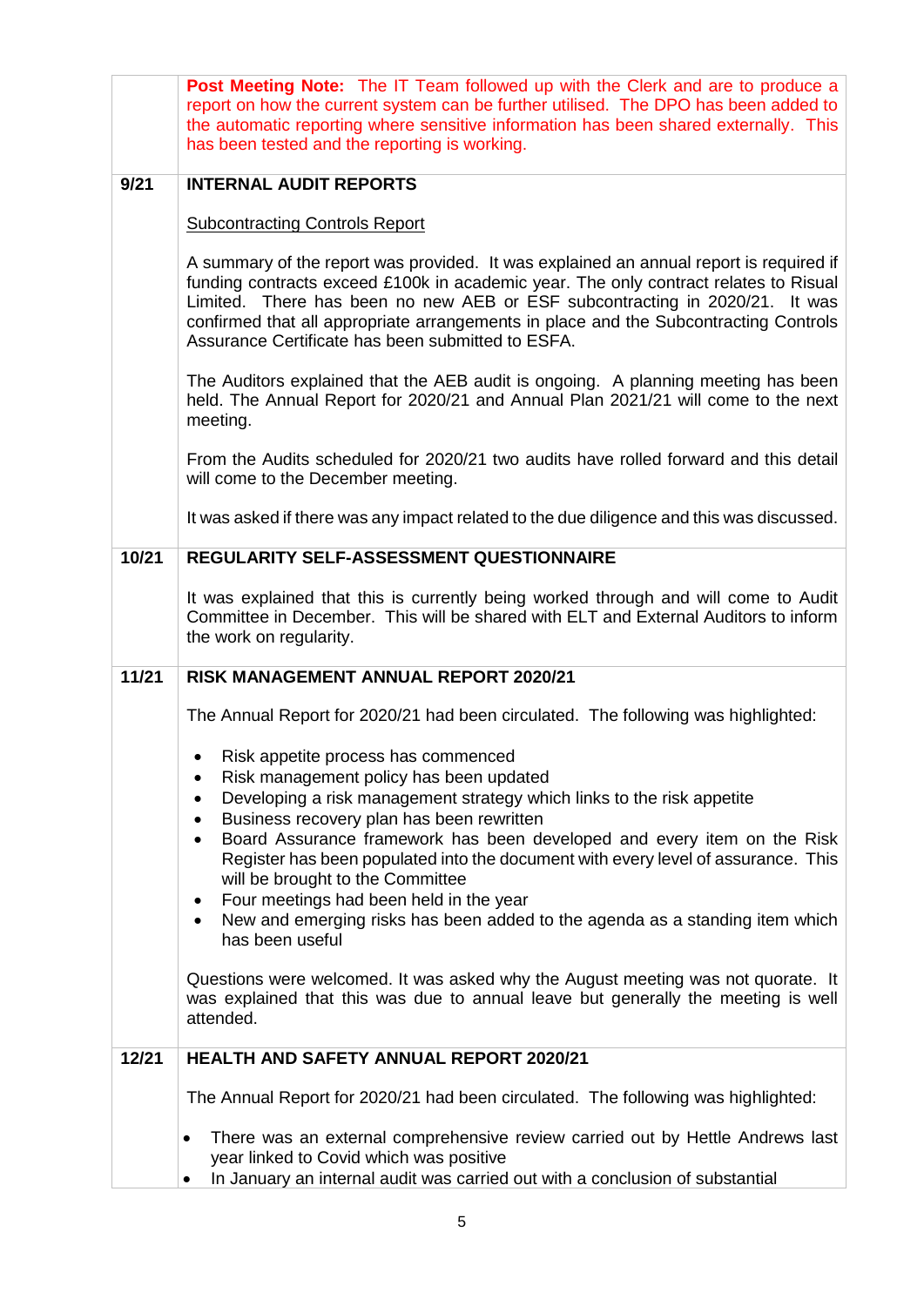| | |
|---|---|
| | **Post Meeting Note:** The IT Team followed up with the Clerk and are to produce a report on how the current system can be further utilised. The DPO has been added to the automatic reporting where sensitive information has been shared externally. This has been tested and the reporting is working. |
| **9/21** | **INTERNAL AUDIT REPORTS**<br><br>Subcontracting Controls Report<br><br>A summary of the report was provided. It was explained an annual report is required if funding contracts exceed £100k in academic year. The only contract relates to Risual Limited. There has been no new AEB or ESF subcontracting in 2020/21. It was confirmed that all appropriate arrangements in place and the Subcontracting Controls Assurance Certificate has been submitted to ESFA.<br><br>The Auditors explained that the AEB audit is ongoing. A planning meeting has been held. The Annual Report for 2020/21 and Annual Plan 2021/21 will come to the next meeting.<br><br>From the Audits scheduled for 2020/21 two audits have rolled forward and this detail will come to the December meeting.<br><br>It was asked if there was any impact related to the due diligence and this was discussed. |
| **10/21** | **REGULARITY SELF-ASSESSMENT QUESTIONNAIRE**<br><br>It was explained that this is currently being worked through and will come to Audit Committee in December. This will be shared with ELT and External Auditors to inform the work on regularity. |
| **11/21** | **RISK MANAGEMENT ANNUAL REPORT 2020/21**<br><br>The Annual Report for 2020/21 had been circulated. The following was highlighted:<br><br>• Risk appetite process has commenced<br>• Risk management policy has been updated<br>• Developing a risk management strategy which links to the risk appetite<br>• Business recovery plan has been rewritten<br>• Board Assurance framework has been developed and every item on the Risk Register has been populated into the document with every level of assurance. This will be brought to the Committee<br>• Four meetings had been held in the year<br>• New and emerging risks has been added to the agenda as a standing item which has been useful<br><br>Questions were welcomed. It was asked why the August meeting was not quorate. It was explained that this was due to annual leave but generally the meeting is well attended. |
| **12/21** | **HEALTH AND SAFETY ANNUAL REPORT 2020/21**<br><br>The Annual Report for 2020/21 had been circulated. The following was highlighted:<br><br>• There was an external comprehensive review carried out by Hettle Andrews last year linked to Covid which was positive<br>• In January an internal audit was carried out with a conclusion of substantial |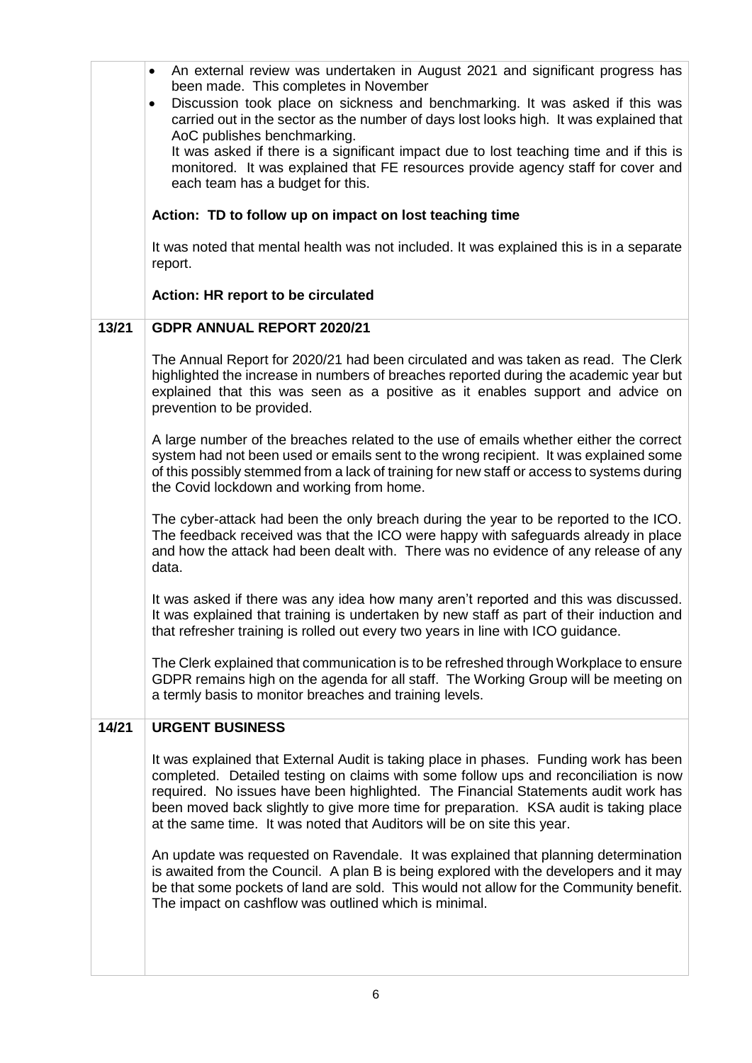| | |
|---|---|
| | • An external review was undertaken in August 2021 and significant progress has been made. This completes in November<br>• Discussion took place on sickness and benchmarking. It was asked if this was carried out in the sector as the number of days lost looks high. It was explained that AoC publishes benchmarking.<br>It was asked if there is a significant impact due to lost teaching time and if this is monitored. It was explained that FE resources provide agency staff for cover and each team has a budget for this.<br><br>**Action: TD to follow up on impact on lost teaching time**<br><br>It was noted that mental health was not included. It was explained this is in a separate report.<br><br>**Action: HR report to be circulated** |
| **13/21** | **GDPR ANNUAL REPORT 2020/21**<br><br>The Annual Report for 2020/21 had been circulated and was taken as read. The Clerk highlighted the increase in numbers of breaches reported during the academic year but explained that this was seen as a positive as it enables support and advice on prevention to be provided.<br><br>A large number of the breaches related to the use of emails whether either the correct system had not been used or emails sent to the wrong recipient. It was explained some of this possibly stemmed from a lack of training for new staff or access to systems during the Covid lockdown and working from home.<br><br>The cyber-attack had been the only breach during the year to be reported to the ICO. The feedback received was that the ICO were happy with safeguards already in place and how the attack had been dealt with. There was no evidence of any release of any data.<br><br>It was asked if there was any idea how many aren't reported and this was discussed. It was explained that training is undertaken by new staff as part of their induction and that refresher training is rolled out every two years in line with ICO guidance.<br><br>The Clerk explained that communication is to be refreshed through Workplace to ensure GDPR remains high on the agenda for all staff. The Working Group will be meeting on a termly basis to monitor breaches and training levels. |
| **14/21** | **URGENT BUSINESS**<br><br>It was explained that External Audit is taking place in phases. Funding work has been completed. Detailed testing on claims with some follow ups and reconciliation is now required. No issues have been highlighted. The Financial Statements audit work has been moved back slightly to give more time for preparation. KSA audit is taking place at the same time. It was noted that Auditors will be on site this year.<br><br>An update was requested on Ravendale. It was explained that planning determination is awaited from the Council. A plan B is being explored with the developers and it may be that some pockets of land are sold. This would not allow for the Community benefit. The impact on cashflow was outlined which is minimal. |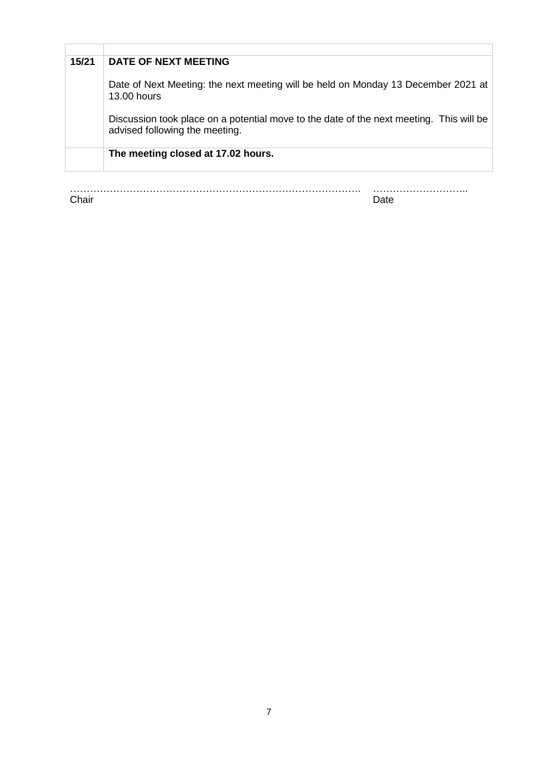| | |
|---|---|
| **15/21** | **DATE OF NEXT MEETING**<br><br>Date of Next Meeting: the next meeting will be held on Monday 13 December 2021 at 13.00 hours<br><br>Discussion took place on a potential move to the date of the next meeting. This will be advised following the meeting. |
| | **The meeting closed at 17.02 hours.** |

……………………………………………………………………………… ………………………..
Chair Date